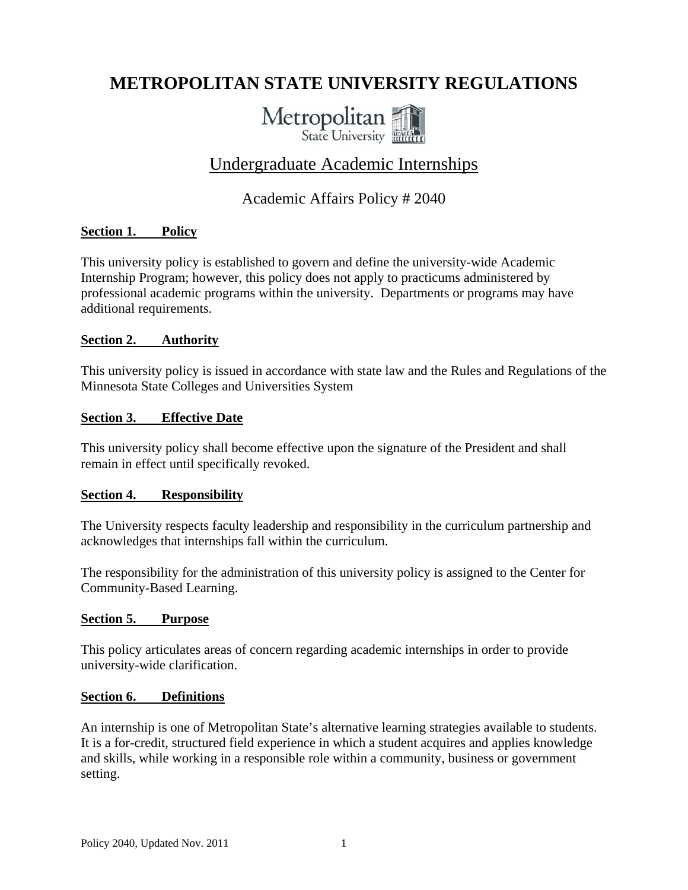# METROPOLITAN STATE UNIVERSITY REGULATIONS

## Undergraduate Academic Internships

### Academic Affairs Policy # 2040

**Section 1. Policy**

This university policy is established to govern and define the university-wide Academic Internship Program; however, this policy does not apply to practicums administered by professional academic programs within the university. Departments or programs may have additional requirements.

**Section 2. Authority**

This university policy is issued in accordance with state law and the Rules and Regulations of the Minnesota State Colleges and Universities System

**Section 3. Effective Date**

This university policy shall become effective upon the signature of the President and shall remain in effect until specifically revoked.

**Section 4. Responsibility**

The University respects faculty leadership and responsibility in the curriculum partnership and acknowledges that internships fall within the curriculum.

The responsibility for the administration of this university policy is assigned to the Center for Community-Based Learning.

**Section 5. Purpose**

This policy articulates areas of concern regarding academic internships in order to provide university-wide clarification.

**Section 6. Definitions**

An internship is one of Metropolitan State's alternative learning strategies available to students. It is a for-credit, structured field experience in which a student acquires and applies knowledge and skills, while working in a responsible role within a community, business or government setting.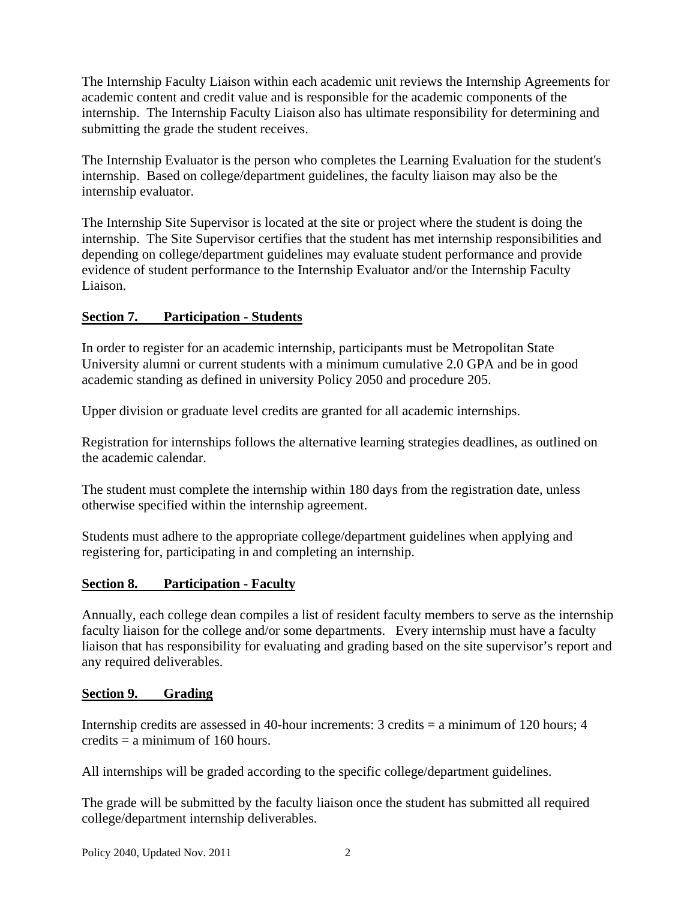The Internship Faculty Liaison within each academic unit reviews the Internship Agreements for academic content and credit value and is responsible for the academic components of the internship. The Internship Faculty Liaison also has ultimate responsibility for determining and submitting the grade the student receives.

The Internship Evaluator is the person who completes the Learning Evaluation for the student's internship. Based on college/department guidelines, the faculty liaison may also be the internship evaluator.

The Internship Site Supervisor is located at the site or project where the student is doing the internship. The Site Supervisor certifies that the student has met internship responsibilities and depending on college/department guidelines may evaluate student performance and provide evidence of student performance to the Internship Evaluator and/or the Internship Faculty Liaison.

## Section 7. Participation - Students

In order to register for an academic internship, participants must be Metropolitan State University alumni or current students with a minimum cumulative 2.0 GPA and be in good academic standing as defined in university Policy 2050 and procedure 205.

Upper division or graduate level credits are granted for all academic internships.

Registration for internships follows the alternative learning strategies deadlines, as outlined on the academic calendar.

The student must complete the internship within 180 days from the registration date, unless otherwise specified within the internship agreement.

Students must adhere to the appropriate college/department guidelines when applying and registering for, participating in and completing an internship.

## Section 8. Participation - Faculty

Annually, each college dean compiles a list of resident faculty members to serve as the internship faculty liaison for the college and/or some departments. Every internship must have a faculty liaison that has responsibility for evaluating and grading based on the site supervisor's report and any required deliverables.

## Section 9. Grading

Internship credits are assessed in 40-hour increments: 3 credits = a minimum of 120 hours; 4 credits = a minimum of 160 hours.

All internships will be graded according to the specific college/department guidelines.

The grade will be submitted by the faculty liaison once the student has submitted all required college/department internship deliverables.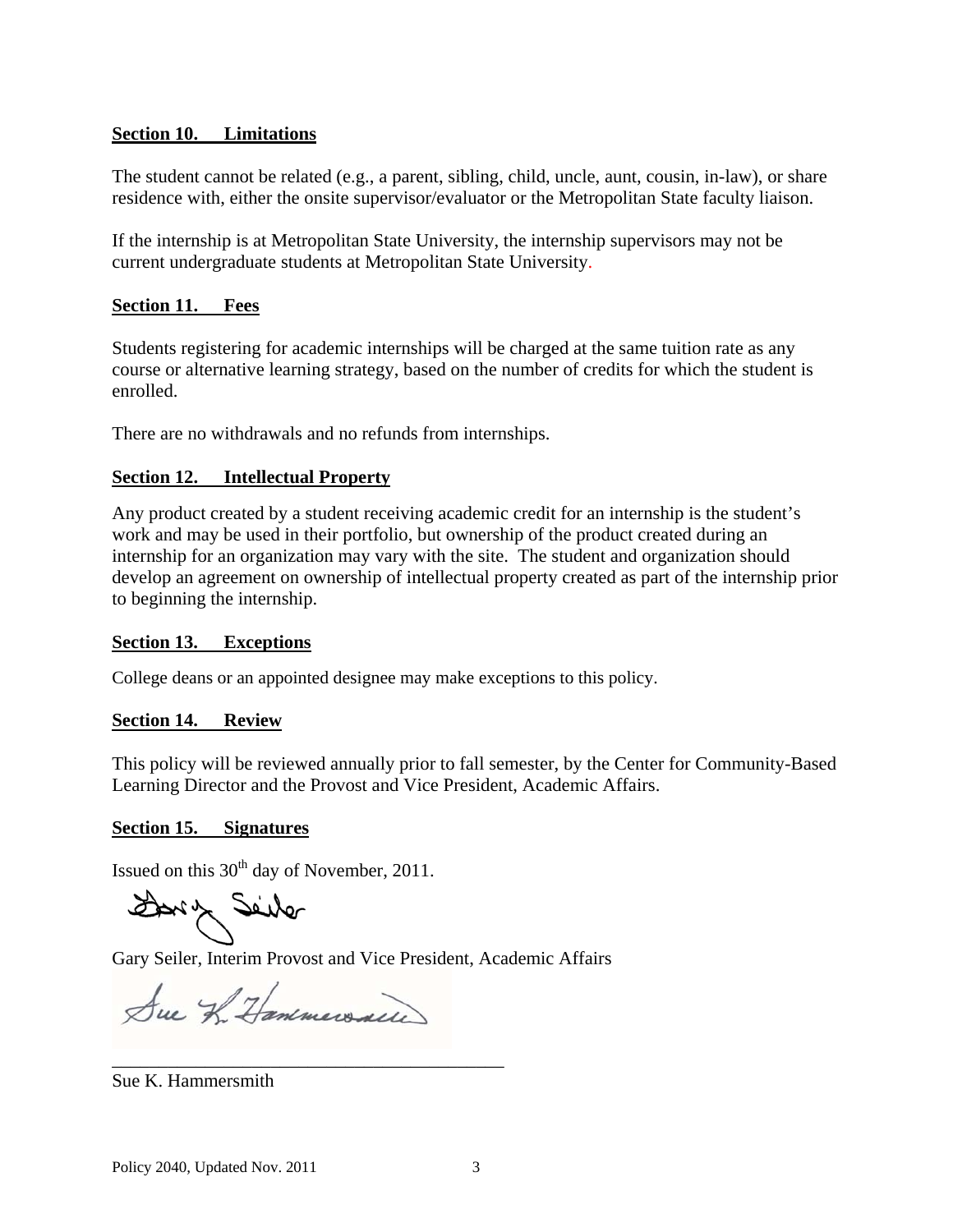**Section 10. Limitations**

The student cannot be related (e.g., a parent, sibling, child, uncle, aunt, cousin, in-law), or share residence with, either the onsite supervisor/evaluator or the Metropolitan State faculty liaison.

If the internship is at Metropolitan State University, the internship supervisors may not be current undergraduate students at Metropolitan State University.

**Section 11. Fees**

Students registering for academic internships will be charged at the same tuition rate as any course or alternative learning strategy, based on the number of credits for which the student is enrolled.

There are no withdrawals and no refunds from internships.

**Section 12. Intellectual Property**

Any product created by a student receiving academic credit for an internship is the student's work and may be used in their portfolio, but ownership of the product created during an internship for an organization may vary with the site. The student and organization should develop an agreement on ownership of intellectual property created as part of the internship prior to beginning the internship.

**Section 13. Exceptions**

College deans or an appointed designee may make exceptions to this policy.

**Section 14. Review**

This policy will be reviewed annually prior to fall semester, by the Center for Community-Based Learning Director and the Provost and Vice President, Academic Affairs.

**Section 15. Signatures**

Issued on this 30th day of November, 2011.

Gary Seiler, Interim Provost and Vice President, Academic Affairs

\_\_\_\_\_\_\_\_\_\_\_\_\_\_\_\_\_\_\_\_\_\_\_\_\_\_\_\_\_\_\_\_\_\_\_\_\_\_\_\_\_\_

Sue K. Hammersmith

Policy 2040, Updated Nov. 2011